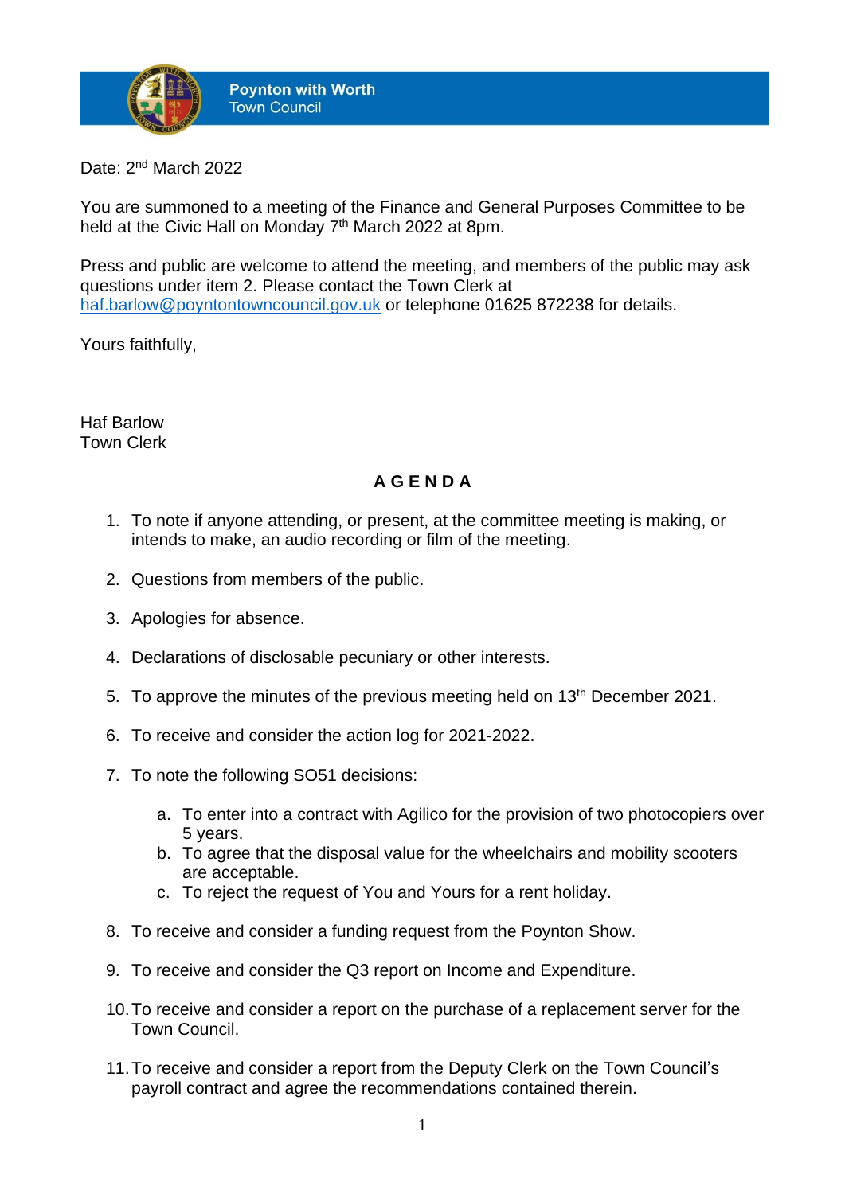**Poynton with Worth**
Town Council

Date: 2nd March 2022

You are summoned to a meeting of the Finance and General Purposes Committee to be held at the Civic Hall on Monday 7th March 2022 at 8pm.

Press and public are welcome to attend the meeting, and members of the public may ask questions under item 2. Please contact the Town Clerk at haf.barlow@poyntontowncouncil.gov.uk or telephone 01625 872238 for details.

Yours faithfully,

Haf Barlow
Town Clerk

## A G E N D A

1. To note if anyone attending, or present, at the committee meeting is making, or intends to make, an audio recording or film of the meeting.

2. Questions from members of the public.

3. Apologies for absence.

4. Declarations of disclosable pecuniary or other interests.

5. To approve the minutes of the previous meeting held on 13th December 2021.

6. To receive and consider the action log for 2021-2022.

7. To note the following SO51 decisions:

    a. To enter into a contract with Agilico for the provision of two photocopiers over 5 years.
    b. To agree that the disposal value for the wheelchairs and mobility scooters are acceptable.
    c. To reject the request of You and Yours for a rent holiday.

8. To receive and consider a funding request from the Poynton Show.

9. To receive and consider the Q3 report on Income and Expenditure.

10. To receive and consider a report on the purchase of a replacement server for the Town Council.

11. To receive and consider a report from the Deputy Clerk on the Town Council's payroll contract and agree the recommendations contained therein.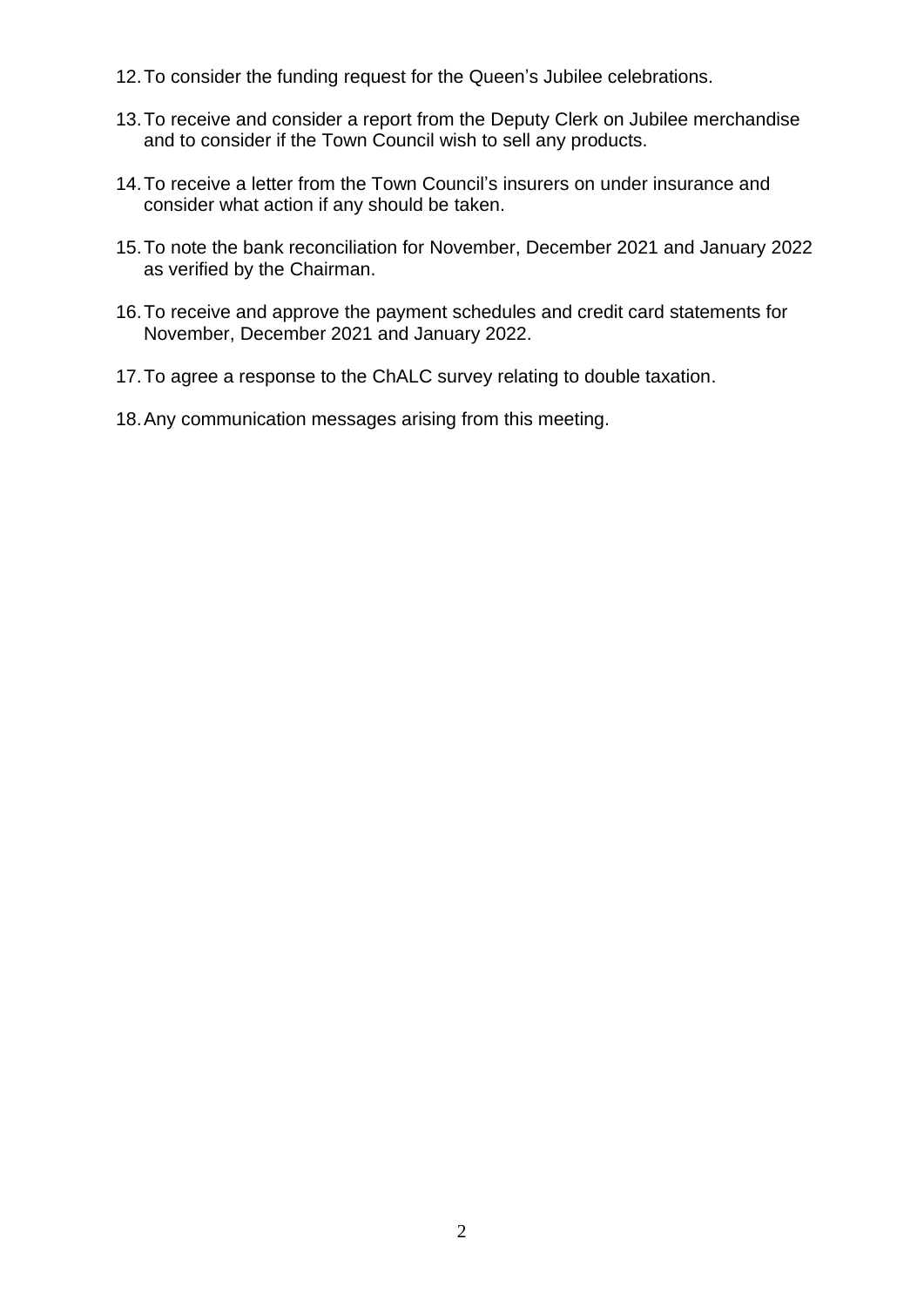12. To consider the funding request for the Queen's Jubilee celebrations.

13. To receive and consider a report from the Deputy Clerk on Jubilee merchandise and to consider if the Town Council wish to sell any products.

14. To receive a letter from the Town Council's insurers on under insurance and consider what action if any should be taken.

15. To note the bank reconciliation for November, December 2021 and January 2022 as verified by the Chairman.

16. To receive and approve the payment schedules and credit card statements for November, December 2021 and January 2022.

17. To agree a response to the ChALC survey relating to double taxation.

18. Any communication messages arising from this meeting.